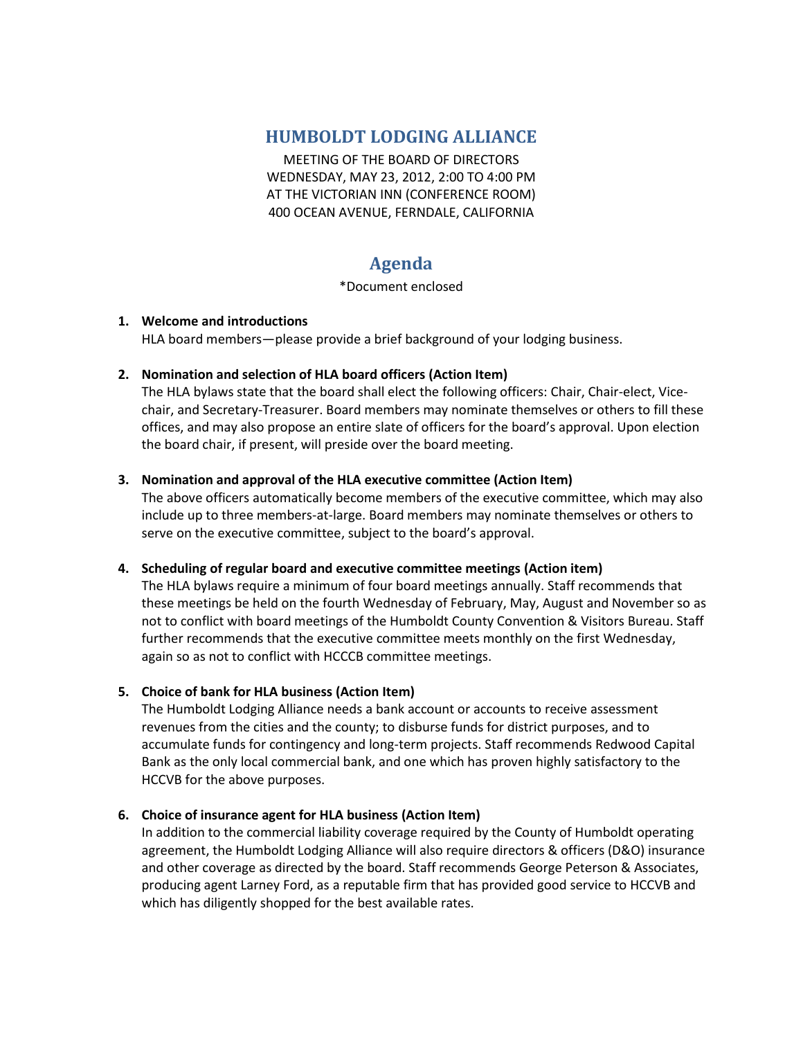# HUMBOLDT LODGING ALLIANCE

MEETING OF THE BOARD OF DIRECTORS
WEDNESDAY, MAY 23, 2012, 2:00 TO 4:00 PM
AT THE VICTORIAN INN (CONFERENCE ROOM)
400 OCEAN AVENUE, FERNDALE, CALIFORNIA

## Agenda

*Document enclosed

1. **Welcome and introductions**
   HLA board members—please provide a brief background of your lodging business.

2. **Nomination and selection of HLA board officers (Action Item)**
   The HLA bylaws state that the board shall elect the following officers: Chair, Chair-elect, Vice-chair, and Secretary-Treasurer. Board members may nominate themselves or others to fill these offices, and may also propose an entire slate of officers for the board's approval. Upon election the board chair, if present, will preside over the board meeting.

3. **Nomination and approval of the HLA executive committee (Action Item)**
   The above officers automatically become members of the executive committee, which may also include up to three members-at-large. Board members may nominate themselves or others to serve on the executive committee, subject to the board's approval.

4. **Scheduling of regular board and executive committee meetings (Action item)**
   The HLA bylaws require a minimum of four board meetings annually. Staff recommends that these meetings be held on the fourth Wednesday of February, May, August and November so as not to conflict with board meetings of the Humboldt County Convention & Visitors Bureau. Staff further recommends that the executive committee meets monthly on the first Wednesday, again so as not to conflict with HCCCB committee meetings.

5. **Choice of bank for HLA business (Action Item)**
   The Humboldt Lodging Alliance needs a bank account or accounts to receive assessment revenues from the cities and the county; to disburse funds for district purposes, and to accumulate funds for contingency and long-term projects. Staff recommends Redwood Capital Bank as the only local commercial bank, and one which has proven highly satisfactory to the HCCVB for the above purposes.

6. **Choice of insurance agent for HLA business (Action Item)**
   In addition to the commercial liability coverage required by the County of Humboldt operating agreement, the Humboldt Lodging Alliance will also require directors & officers (D&O) insurance and other coverage as directed by the board. Staff recommends George Peterson & Associates, producing agent Larney Ford, as a reputable firm that has provided good service to HCCVB and which has diligently shopped for the best available rates.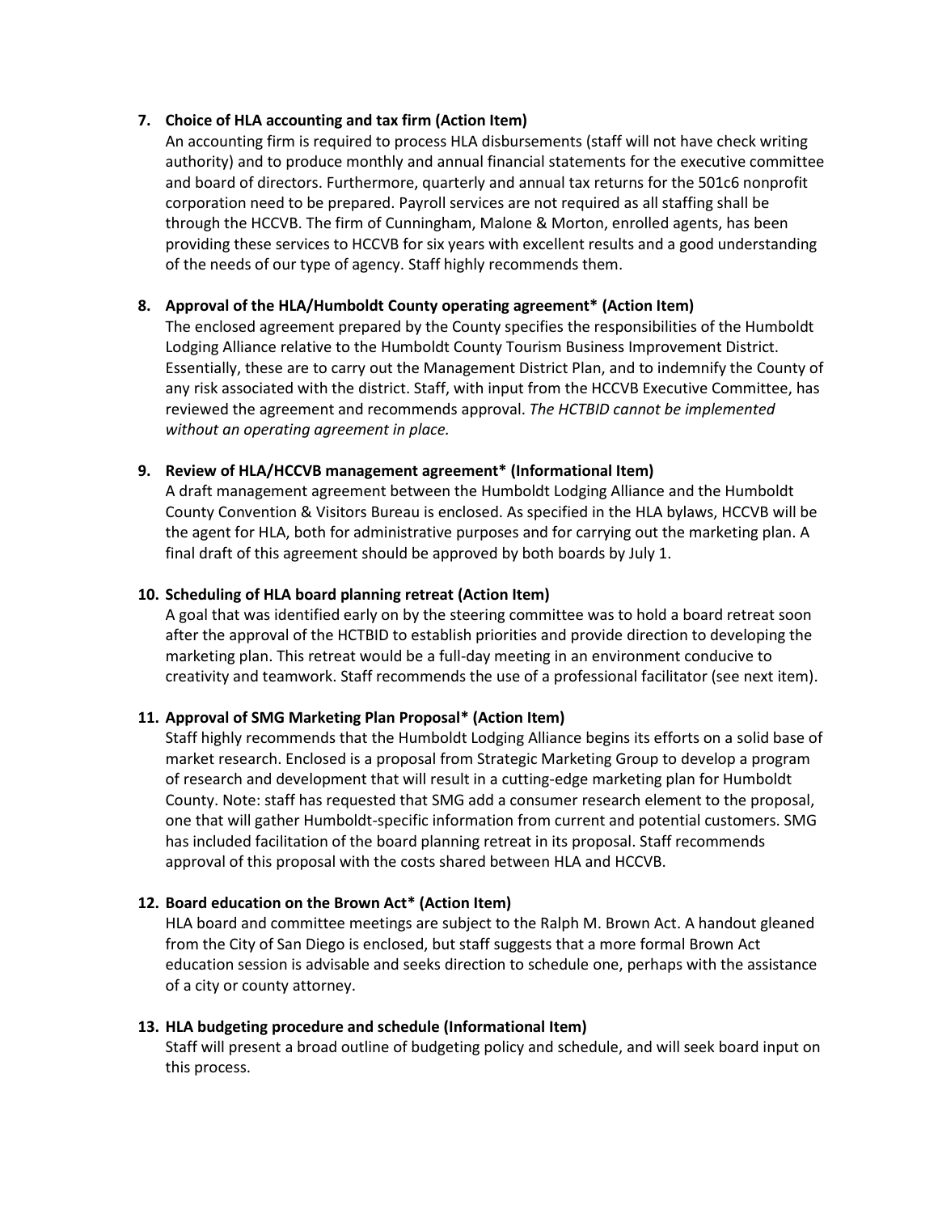7. **Choice of HLA accounting and tax firm (Action Item)**
   An accounting firm is required to process HLA disbursements (staff will not have check writing authority) and to produce monthly and annual financial statements for the executive committee and board of directors. Furthermore, quarterly and annual tax returns for the 501c6 nonprofit corporation need to be prepared. Payroll services are not required as all staffing shall be through the HCCVB. The firm of Cunningham, Malone & Morton, enrolled agents, has been providing these services to HCCVB for six years with excellent results and a good understanding of the needs of our type of agency. Staff highly recommends them.

8. **Approval of the HLA/Humboldt County operating agreement* (Action Item)**
   The enclosed agreement prepared by the County specifies the responsibilities of the Humboldt Lodging Alliance relative to the Humboldt County Tourism Business Improvement District. Essentially, these are to carry out the Management District Plan, and to indemnify the County of any risk associated with the district. Staff, with input from the HCCVB Executive Committee, has reviewed the agreement and recommends approval. *The HCTBID cannot be implemented without an operating agreement in place.*

9. **Review of HLA/HCCVB management agreement* (Informational Item)**
   A draft management agreement between the Humboldt Lodging Alliance and the Humboldt County Convention & Visitors Bureau is enclosed. As specified in the HLA bylaws, HCCVB will be the agent for HLA, both for administrative purposes and for carrying out the marketing plan. A final draft of this agreement should be approved by both boards by July 1.

10. **Scheduling of HLA board planning retreat (Action Item)**
    A goal that was identified early on by the steering committee was to hold a board retreat soon after the approval of the HCTBID to establish priorities and provide direction to developing the marketing plan. This retreat would be a full-day meeting in an environment conducive to creativity and teamwork. Staff recommends the use of a professional facilitator (see next item).

11. **Approval of SMG Marketing Plan Proposal* (Action Item)**
    Staff highly recommends that the Humboldt Lodging Alliance begins its efforts on a solid base of market research. Enclosed is a proposal from Strategic Marketing Group to develop a program of research and development that will result in a cutting-edge marketing plan for Humboldt County. Note: staff has requested that SMG add a consumer research element to the proposal, one that will gather Humboldt-specific information from current and potential customers. SMG has included facilitation of the board planning retreat in its proposal. Staff recommends approval of this proposal with the costs shared between HLA and HCCVB.

12. **Board education on the Brown Act* (Action Item)**
    HLA board and committee meetings are subject to the Ralph M. Brown Act. A handout gleaned from the City of San Diego is enclosed, but staff suggests that a more formal Brown Act education session is advisable and seeks direction to schedule one, perhaps with the assistance of a city or county attorney.

13. **HLA budgeting procedure and schedule (Informational Item)**
    Staff will present a broad outline of budgeting policy and schedule, and will seek board input on this process.